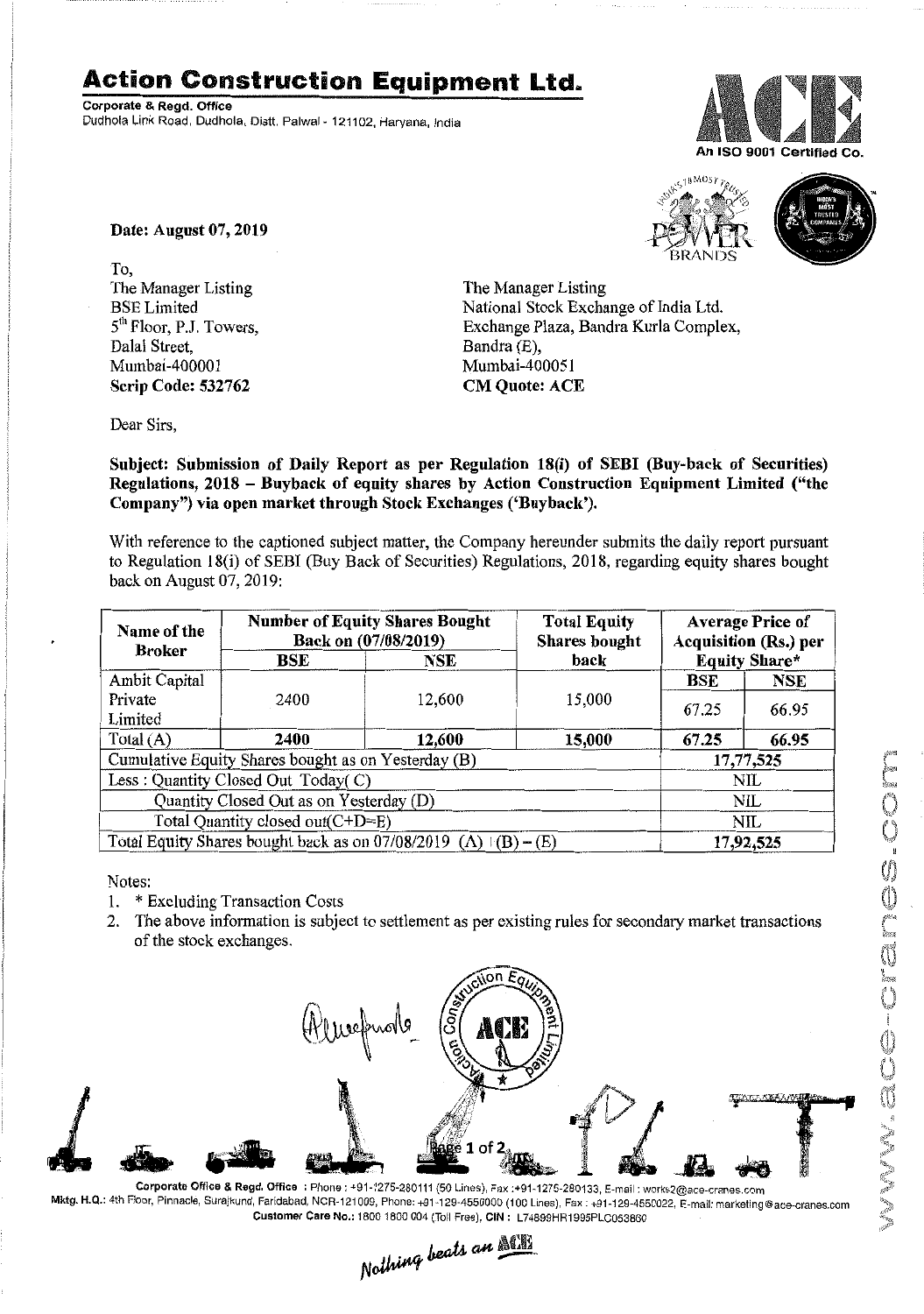# Action Construction Equipment Ltd.

**Corporate & Regd. Office**
Dudhola Link Road, Dudhola, Distt. Palwal - 121102, Haryana, India

An ISO 9001 Certified Co.

**Date: August 07, 2019**

To,
The Manager Listing
BSE Limited
5th Floor, P.J. Towers,
Dalal Street,
Mumbai-400001
**Scrip Code: 532762**

The Manager Listing
National Stock Exchange of India Ltd.
Exchange Plaza, Bandra Kurla Complex,
Bandra (E),
Mumbai-400051
**CM Quote: ACE**

Dear Sirs,

**Subject: Submission of Daily Report as per Regulation 18(i) of SEBI (Buy-back of Securities) Regulations, 2018 – Buyback of equity shares by Action Construction Equipment Limited ("the Company") via open market through Stock Exchanges ('Buyback').**

With reference to the captioned subject matter, the Company hereunder submits the daily report pursuant to Regulation 18(i) of SEBI (Buy Back of Securities) Regulations, 2018, regarding equity shares bought back on August 07, 2019:

| Name of the Broker | Number of Equity Shares Bought Back on (07/08/2019) | | Total Equity Shares bought back | Average Price of Acquisition (Rs.) per Equity Share* | |
|---|---|---|---|---|---|
| | BSE | NSE | | BSE | NSE |
| Ambit Capital Private Limited | 2400 | 12,600 | 15,000 | 67.25 | 66.95 |
| Total (A) | **2400** | **12,600** | **15,000** | **67.25** | **66.95** |
| Cumulative Equity Shares bought as on Yesterday (B) | | | | 17,77,525 | |
| Less : Quantity Closed Out Today( C) | | | | NIL | |
| Quantity Closed Out as on Yesterday (D) | | | | NIL | |
| Total Quantity closed out(C+D=E) | | | | NIL | |
| Total Equity Shares bought back as on 07/08/2019 (A) + (B) – (E) | | | | 17,92,525 | |

Notes:
1. * Excluding Transaction Costs
2. The above information is subject to settlement as per existing rules for secondary market transactions of the stock exchanges.

**Corporate Office & Regd. Office** : Phone : +91-1275-280111 (50 Lines), Fax :+91-1275-280133, E-mail : works2@ace-cranes.com
**Mktg. H.Q.**: 4th Floor, Pinnacle, Surajkund, Faridabad, NCR-121009, Phone: +91-129-4550000 (100 Lines), Fax : +91-129-4550022, E-mail: marketing@ace-cranes.com
**Customer Care No.**: 1800 1800 004 (Toll Free), **CIN** : L74899HR1995PLC053860

*Nothing beats an ACE*

www.ace-cranes.com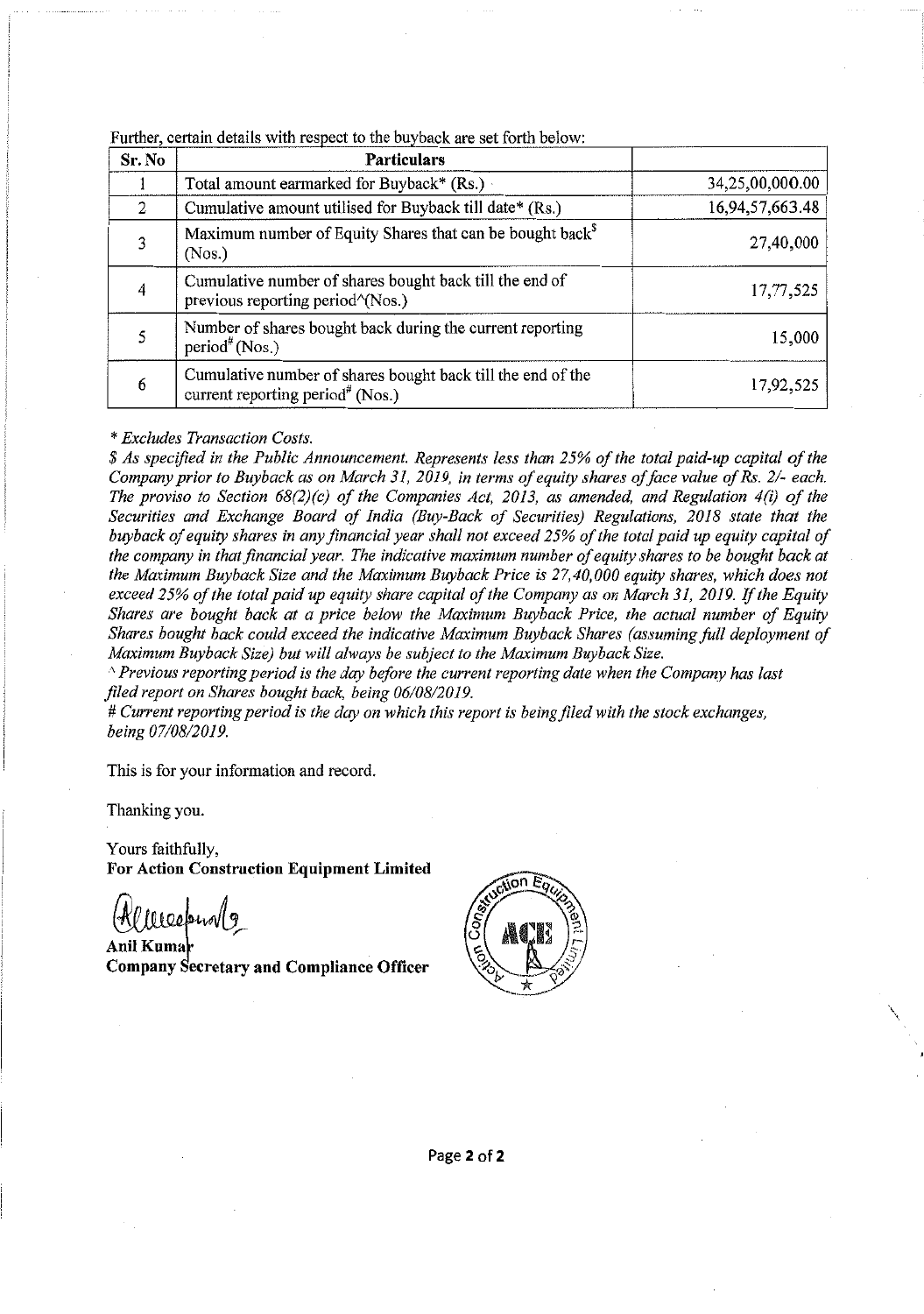Further, certain details with respect to the buyback are set forth below:

| Sr. No | Particulars | |
|---|---|---|
| 1 | Total amount earmarked for Buyback* (Rs.) | 34,25,00,000.00 |
| 2 | Cumulative amount utilised for Buyback till date* (Rs.) | 16,94,57,663.48 |
| 3 | Maximum number of Equity Shares that can be bought back$ (Nos.) | 27,40,000 |
| 4 | Cumulative number of shares bought back till the end of previous reporting period^(Nos.) | 17,77,525 |
| 5 | Number of shares bought back during the current reporting period# (Nos.) | 15,000 |
| 6 | Cumulative number of shares bought back till the end of the current reporting period# (Nos.) | 17,92,525 |

*\* Excludes Transaction Costs.*

*$ As specified in the Public Announcement. Represents less than 25% of the total paid-up capital of the Company prior to Buyback as on March 31, 2019, in terms of equity shares of face value of Rs. 2/- each. The proviso to Section 68(2)(c) of the Companies Act, 2013, as amended, and Regulation 4(i) of the Securities and Exchange Board of India (Buy-Back of Securities) Regulations, 2018 state that the buyback of equity shares in any financial year shall not exceed 25% of the total paid up equity capital of the company in that financial year. The indicative maximum number of equity shares to be bought back at the Maximum Buyback Size and the Maximum Buyback Price is 27,40,000 equity shares, which does not exceed 25% of the total paid up equity share capital of the Company as on March 31, 2019. If the Equity Shares are bought back at a price below the Maximum Buyback Price, the actual number of Equity Shares bought back could exceed the indicative Maximum Buyback Shares (assuming full deployment of Maximum Buyback Size) but will always be subject to the Maximum Buyback Size.*

*^ Previous reporting period is the day before the current reporting date when the Company has last filed report on Shares bought back, being 06/08/2019.*

*# Current reporting period is the day on which this report is being filed with the stock exchanges, being 07/08/2019.*

This is for your information and record.

Thanking you.

Yours faithfully,
**For Action Construction Equipment Limited**

**Anil Kumar**
**Company Secretary and Compliance Officer**